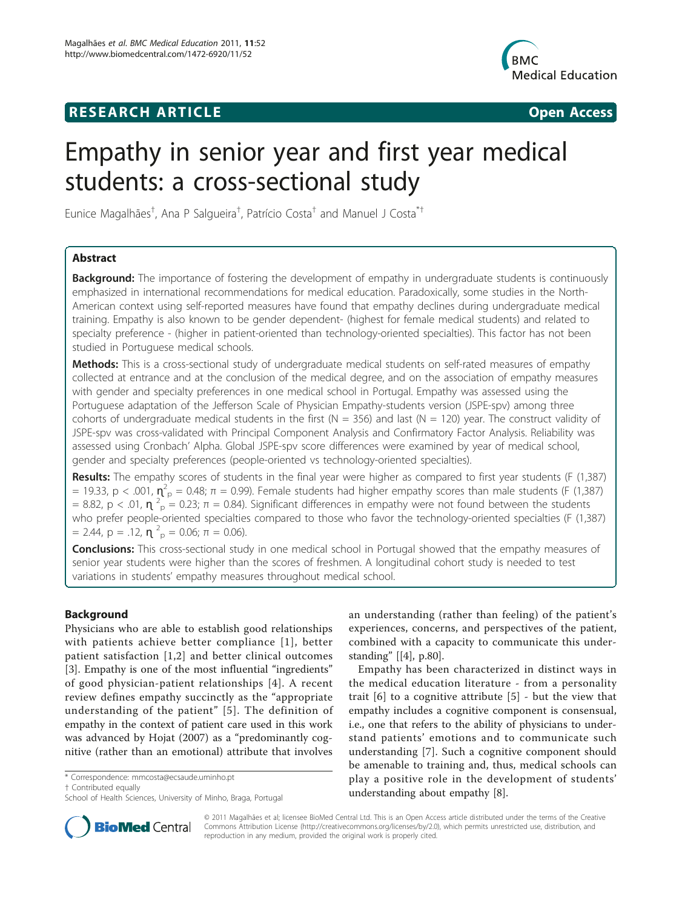**RESEARCH ARTICLE** **Open Access**

# Empathy in senior year and first year medical students: a cross-sectional study

Eunice Magalhães[†], Ana P Salgueira[†], Patrício Costa[†] and Manuel J Costa[*†]

## Abstract

**Background:** The importance of fostering the development of empathy in undergraduate students is continuously emphasized in international recommendations for medical education. Paradoxically, some studies in the North-American context using self-reported measures have found that empathy declines during undergraduate medical training. Empathy is also known to be gender dependent- (highest for female medical students) and related to specialty preference - (higher in patient-oriented than technology-oriented specialties). This factor has not been studied in Portuguese medical schools.

**Methods:** This is a cross-sectional study of undergraduate medical students on self-rated measures of empathy collected at entrance and at the conclusion of the medical degree, and on the association of empathy measures with gender and specialty preferences in one medical school in Portugal. Empathy was assessed using the Portuguese adaptation of the Jefferson Scale of Physician Empathy-students version (JSPE-spv) among three cohorts of undergraduate medical students in the first (N = 356) and last (N = 120) year. The construct validity of JSPE-spv was cross-validated with Principal Component Analysis and Confirmatory Factor Analysis. Reliability was assessed using Cronbach' Alpha. Global JSPE-spv score differences were examined by year of medical school, gender and specialty preferences (people-oriented vs technology-oriented specialties).

**Results:** The empathy scores of students in the final year were higher as compared to first year students ($F(1,387) = 19.33$, $p < .001$, $\eta^2_p = 0.48$; $\pi = 0.99$). Female students had higher empathy scores than male students ($F(1,387) = 8.82$, $p < .01$, $\eta^2_p = 0.23$; $\pi = 0.84$). Significant differences in empathy were not found between the students who prefer people-oriented specialties compared to those who favor the technology-oriented specialties ($F(1,387) = 2.44$, $p = .12$, $\eta^2_p = 0.06$; $\pi = 0.06$).

**Conclusions:** This cross-sectional study in one medical school in Portugal showed that the empathy measures of senior year students were higher than the scores of freshmen. A longitudinal cohort study is needed to test variations in students' empathy measures throughout medical school.

## Background

Physicians who are able to establish good relationships with patients achieve better compliance [1], better patient satisfaction [1,2] and better clinical outcomes [3]. Empathy is one of the most influential "ingredients" of good physician-patient relationships [4]. A recent review defines empathy succinctly as the "appropriate understanding of the patient" [5]. The definition of empathy in the context of patient care used in this work was advanced by Hojat (2007) as a "predominantly cognitive (rather than an emotional) attribute that involves an understanding (rather than feeling) of the patient's experiences, concerns, and perspectives of the patient, combined with a capacity to communicate this understanding" [[4], p.80].

Empathy has been characterized in distinct ways in the medical education literature - from a personality trait [6] to a cognitive attribute [5] - but the view that empathy includes a cognitive component is consensual, i.e., one that refers to the ability of physicians to understand patients' emotions and to communicate such understanding [7]. Such a cognitive component should be amenable to training and, thus, medical schools can play a positive role in the development of students' understanding about empathy [8].

* Correspondence: mmcosta@ecsaude.uminho.pt
† Contributed equally
School of Health Sciences, University of Minho, Braga, Portugal

© 2011 Magalhães et al; licensee BioMed Central Ltd. This is an Open Access article distributed under the terms of the Creative Commons Attribution License (http://creativecommons.org/licenses/by/2.0), which permits unrestricted use, distribution, and reproduction in any medium, provided the original work is properly cited.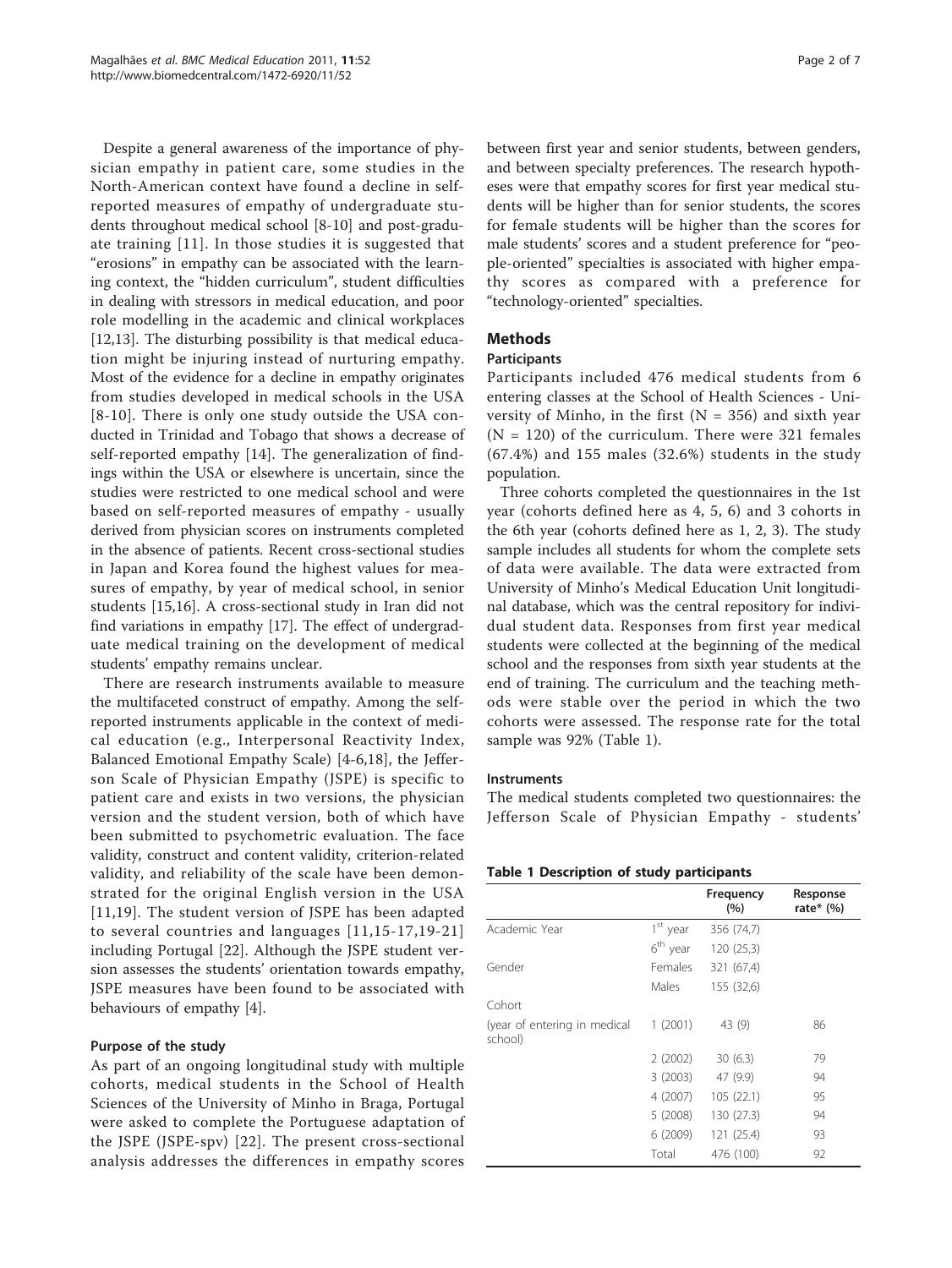Despite a general awareness of the importance of physician empathy in patient care, some studies in the North-American context have found a decline in self-reported measures of empathy of undergraduate students throughout medical school [8-10] and post-graduate training [11]. In those studies it is suggested that "erosions" in empathy can be associated with the learning context, the "hidden curriculum", student difficulties in dealing with stressors in medical education, and poor role modelling in the academic and clinical workplaces [12,13]. The disturbing possibility is that medical education might be injuring instead of nurturing empathy. Most of the evidence for a decline in empathy originates from studies developed in medical schools in the USA [8-10]. There is only one study outside the USA conducted in Trinidad and Tobago that shows a decrease of self-reported empathy [14]. The generalization of findings within the USA or elsewhere is uncertain, since the studies were restricted to one medical school and were based on self-reported measures of empathy - usually derived from physician scores on instruments completed in the absence of patients. Recent cross-sectional studies in Japan and Korea found the highest values for measures of empathy, by year of medical school, in senior students [15,16]. A cross-sectional study in Iran did not find variations in empathy [17]. The effect of undergraduate medical training on the development of medical students' empathy remains unclear.

There are research instruments available to measure the multifaceted construct of empathy. Among the self-reported instruments applicable in the context of medical education (e.g., Interpersonal Reactivity Index, Balanced Emotional Empathy Scale) [4-6,18], the Jefferson Scale of Physician Empathy (JSPE) is specific to patient care and exists in two versions, the physician version and the student version, both of which have been submitted to psychometric evaluation. The face validity, construct and content validity, criterion-related validity, and reliability of the scale have been demonstrated for the original English version in the USA [11,19]. The student version of JSPE has been adapted to several countries and languages [11,15-17,19-21] including Portugal [22]. Although the JSPE student version assesses the students' orientation towards empathy, JSPE measures have been found to be associated with behaviours of empathy [4].

### Purpose of the study

As part of an ongoing longitudinal study with multiple cohorts, medical students in the School of Health Sciences of the University of Minho in Braga, Portugal were asked to complete the Portuguese adaptation of the JSPE (JSPE-spv) [22]. The present cross-sectional analysis addresses the differences in empathy scores between first year and senior students, between genders, and between specialty preferences. The research hypotheses were that empathy scores for first year medical students will be higher than for senior students, the scores for female students will be higher than the scores for male students' scores and a student preference for "people-oriented" specialties is associated with higher empathy scores as compared with a preference for "technology-oriented" specialties.

## Methods

### Participants

Participants included 476 medical students from 6 entering classes at the School of Health Sciences - University of Minho, in the first (N = 356) and sixth year (N = 120) of the curriculum. There were 321 females (67.4%) and 155 males (32.6%) students in the study population.

Three cohorts completed the questionnaires in the 1st year (cohorts defined here as 4, 5, 6) and 3 cohorts in the 6th year (cohorts defined here as 1, 2, 3). The study sample includes all students for whom the complete sets of data were available. The data were extracted from University of Minho's Medical Education Unit longitudinal database, which was the central repository for individual student data. Responses from first year medical students were collected at the beginning of the medical school and the responses from sixth year students at the end of training. The curriculum and the teaching methods were stable over the period in which the two cohorts were assessed. The response rate for the total sample was 92% (Table 1).

### Instruments

The medical students completed two questionnaires: the Jefferson Scale of Physician Empathy - students'

**Table 1 Description of study participants**

| | | Frequency (%) | Response rate* (%) |
|---|---|---|---|
| Academic Year | 1st year | 356 (74,7) | |
| | 6th year | 120 (25,3) | |
| Gender | Females | 321 (67,4) | |
| | Males | 155 (32,6) | |
| Cohort | | | |
| (year of entering in medical school) | 1 (2001) | 43 (9) | 86 |
| | 2 (2002) | 30 (6.3) | 79 |
| | 3 (2003) | 47 (9.9) | 94 |
| | 4 (2007) | 105 (22.1) | 95 |
| | 5 (2008) | 130 (27.3) | 94 |
| | 6 (2009) | 121 (25.4) | 93 |
| | Total | 476 (100) | 92 |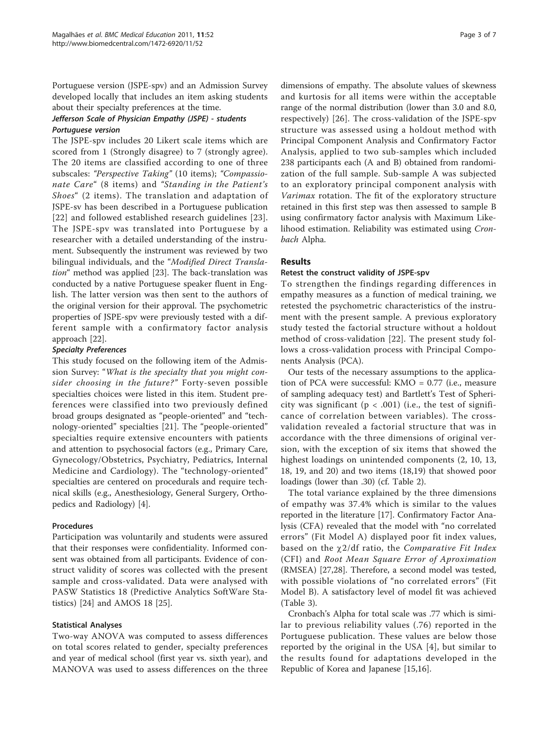Portuguese version (JSPE-spv) and an Admission Survey developed locally that includes an item asking students about their specialty preferences at the time.

### *Jefferson Scale of Physician Empathy (JSPE) - students Portuguese version*

The JSPE-spv includes 20 Likert scale items which are scored from 1 (Strongly disagree) to 7 (strongly agree). The 20 items are classified according to one of three subscales: *"Perspective Taking"* (10 items); *"Compassionate Care"* (8 items) and *"Standing in the Patient's Shoes"* (2 items). The translation and adaptation of JSPE-sv has been described in a Portuguese publication [22] and followed established research guidelines [23]. The JSPE-spv was translated into Portuguese by a researcher with a detailed understanding of the instrument. Subsequently the instrument was reviewed by two bilingual individuals, and the "*Modified Direct Translation*" method was applied [23]. The back-translation was conducted by a native Portuguese speaker fluent in English. The latter version was then sent to the authors of the original version for their approval. The psychometric properties of JSPE-spv were previously tested with a different sample with a confirmatory factor analysis approach [22].

### *Specialty Preferences*

This study focused on the following item of the Admission Survey: "*What is the specialty that you might consider choosing in the future?*" Forty-seven possible specialties choices were listed in this item. Student preferences were classified into two previously defined broad groups designated as "people-oriented" and "technology-oriented" specialties [21]. The "people-oriented" specialties require extensive encounters with patients and attention to psychosocial factors (e.g., Primary Care, Gynecology/Obstetrics, Psychiatry, Pediatrics, Internal Medicine and Cardiology). The "technology-oriented" specialties are centered on procedurals and require technical skills (e.g., Anesthesiology, General Surgery, Orthopedics and Radiology) [4].

## Procedures

Participation was voluntarily and students were assured that their responses were confidentiality. Informed consent was obtained from all participants. Evidence of construct validity of scores was collected with the present sample and cross-validated. Data were analysed with PASW Statistics 18 (Predictive Analytics SoftWare Statistics) [24] and AMOS 18 [25].

## Statistical Analyses

Two-way ANOVA was computed to assess differences on total scores related to gender, specialty preferences and year of medical school (first year vs. sixth year), and MANOVA was used to assess differences on the three dimensions of empathy. The absolute values of skewness and kurtosis for all items were within the acceptable range of the normal distribution (lower than 3.0 and 8.0, respectively) [26]. The cross-validation of the JSPE-spv structure was assessed using a holdout method with Principal Component Analysis and Confirmatory Factor Analysis, applied to two sub-samples which included 238 participants each (A and B) obtained from randomization of the full sample. Sub-sample A was subjected to an exploratory principal component analysis with *Varimax* rotation. The fit of the exploratory structure retained in this first step was then assessed to sample B using confirmatory factor analysis with Maximum Likelihood estimation. Reliability was estimated using *Cronbach* Alpha.

# Results

## Retest the construct validity of JSPE-spv

To strengthen the findings regarding differences in empathy measures as a function of medical training, we retested the psychometric characteristics of the instrument with the present sample. A previous exploratory study tested the factorial structure without a holdout method of cross-validation [22]. The present study follows a cross-validation process with Principal Components Analysis (PCA).

Our tests of the necessary assumptions to the application of PCA were successful: KMO = 0.77 (i.e., measure of sampling adequacy test) and Bartlett's Test of Sphericity was significant ($p < .001$) (i.e., the test of significance of correlation between variables). The cross-validation revealed a factorial structure that was in accordance with the three dimensions of original version, with the exception of six items that showed the highest loadings on unintended components (2, 10, 13, 18, 19, and 20) and two items (18,19) that showed poor loadings (lower than .30) (cf. Table 2).

The total variance explained by the three dimensions of empathy was 37.4% which is similar to the values reported in the literature [17]. Confirmatory Factor Analysis (CFA) revealed that the model with "no correlated errors" (Fit Model A) displayed poor fit index values, based on the $\chi 2$/df ratio, the *Comparative Fit Index* (CFI) and *Root Mean Square Error of Aproximation* (RMSEA) [27,28]. Therefore, a second model was tested, with possible violations of "no correlated errors" (Fit Model B). A satisfactory level of model fit was achieved (Table 3).

Cronbach's Alpha for total scale was .77 which is similar to previous reliability values (.76) reported in the Portuguese publication. These values are below those reported by the original in the USA [4], but similar to the results found for adaptations developed in the Republic of Korea and Japanese [15,16].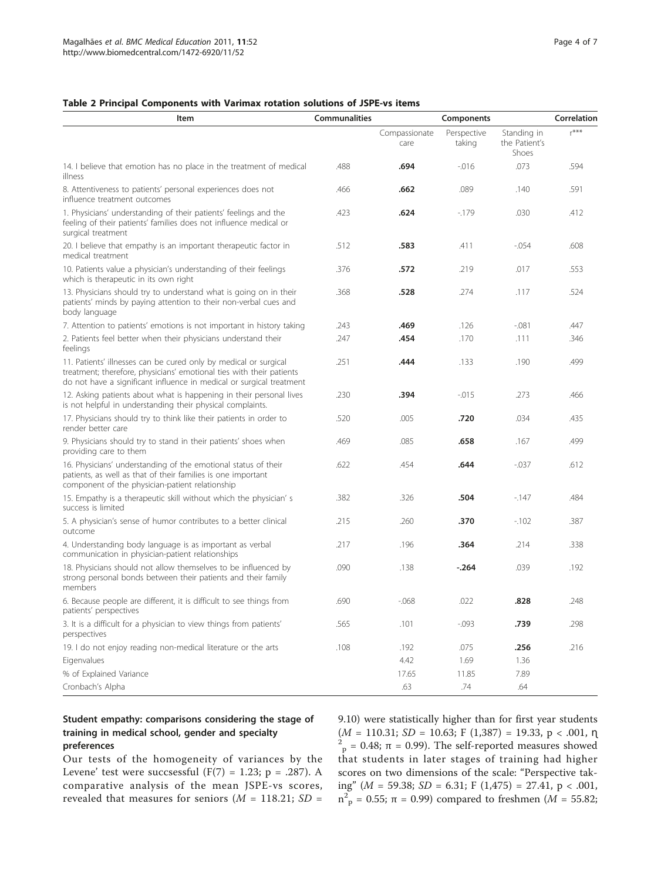**Table 2 Principal Components with Varimax rotation solutions of JSPE-vs items**

| Item | Communalities | Components | | | Correlation |
|---|---|---|---|---|---|
| | | Compassionate care | Perspective taking | Standing in the Patient's Shoes | r*** |
| 14. I believe that emotion has no place in the treatment of medical illness | .488 | **.694** | -.016 | .073 | .594 |
| 8. Attentiveness to patients' personal experiences does not influence treatment outcomes | .466 | **.662** | .089 | .140 | .591 |
| 1. Physicians' understanding of their patients' feelings and the feeling of their patients' families does not influence medical or surgical treatment | .423 | **.624** | -.179 | .030 | .412 |
| 20. I believe that empathy is an important therapeutic factor in medical treatment | .512 | **.583** | .411 | -.054 | .608 |
| 10. Patients value a physician's understanding of their feelings which is therapeutic in its own right | .376 | **.572** | .219 | .017 | .553 |
| 13. Physicians should try to understand what is going on in their patients' minds by paying attention to their non-verbal cues and body language | .368 | **.528** | .274 | .117 | .524 |
| 7. Attention to patients' emotions is not important in history taking | .243 | **.469** | .126 | -.081 | .447 |
| 2. Patients feel better when their physicians understand their feelings | .247 | **.454** | .170 | .111 | .346 |
| 11. Patients' illnesses can be cured only by medical or surgical treatment; therefore, physicians' emotional ties with their patients do not have a significant influence in medical or surgical treatment | .251 | **.444** | .133 | .190 | .499 |
| 12. Asking patients about what is happening in their personal lives is not helpful in understanding their physical complaints. | .230 | **.394** | -.015 | .273 | .466 |
| 17. Physicians should try to think like their patients in order to render better care | .520 | .005 | **.720** | .034 | .435 |
| 9. Physicians should try to stand in their patients' shoes when providing care to them | .469 | .085 | **.658** | .167 | .499 |
| 16. Physicians' understanding of the emotional status of their patients, as well as that of their families is one important component of the physician-patient relationship | .622 | .454 | **.644** | -.037 | .612 |
| 15. Empathy is a therapeutic skill without which the physician' s success is limited | .382 | .326 | **.504** | -.147 | .484 |
| 5. A physician's sense of humor contributes to a better clinical outcome | .215 | .260 | **.370** | -.102 | .387 |
| 4. Understanding body language is as important as verbal communication in physician-patient relationships | .217 | .196 | **.364** | .214 | .338 |
| 18. Physicians should not allow themselves to be influenced by strong personal bonds between their patients and their family members | .090 | .138 | **-.264** | .039 | .192 |
| 6. Because people are different, it is difficult to see things from patients' perspectives | .690 | -.068 | .022 | **.828** | .248 |
| 3. It is a difficult for a physician to view things from patients' perspectives | .565 | .101 | -.093 | **.739** | .298 |
| 19. I do not enjoy reading non-medical literature or the arts | .108 | .192 | .075 | **.256** | .216 |
| Eigenvalues | | 4.42 | 1.69 | 1.36 | |
| % of Explained Variance | | 17.65 | 11.85 | 7.89 | |
| Cronbach's Alpha | | .63 | .74 | .64 | |

### Student empathy: comparisons considering the stage of training in medical school, gender and specialty preferences

Our tests of the homogeneity of variances by the Levene' test were succsessful ($F(7) = 1.23$; $p = .287$). A comparative analysis of the mean JSPE-vs scores, revealed that measures for seniors ($M = 118.21$; $SD = 9.10$) were statistically higher than for first year students ($M = 110.31$; $SD = 10.63$; $F(1,387) = 19.33$, $p < .001$, $\eta^2_p = 0.48$; $\pi = 0.99$). The self-reported measures showed that students in later stages of training had higher scores on two dimensions of the scale: "Perspective taking" ($M = 59.38$; $SD = 6.31$; $F(1,475) = 27.41$, $p < .001$, $n^2_p = 0.55$; $\pi = 0.99$) compared to freshmen ($M = 55.82$;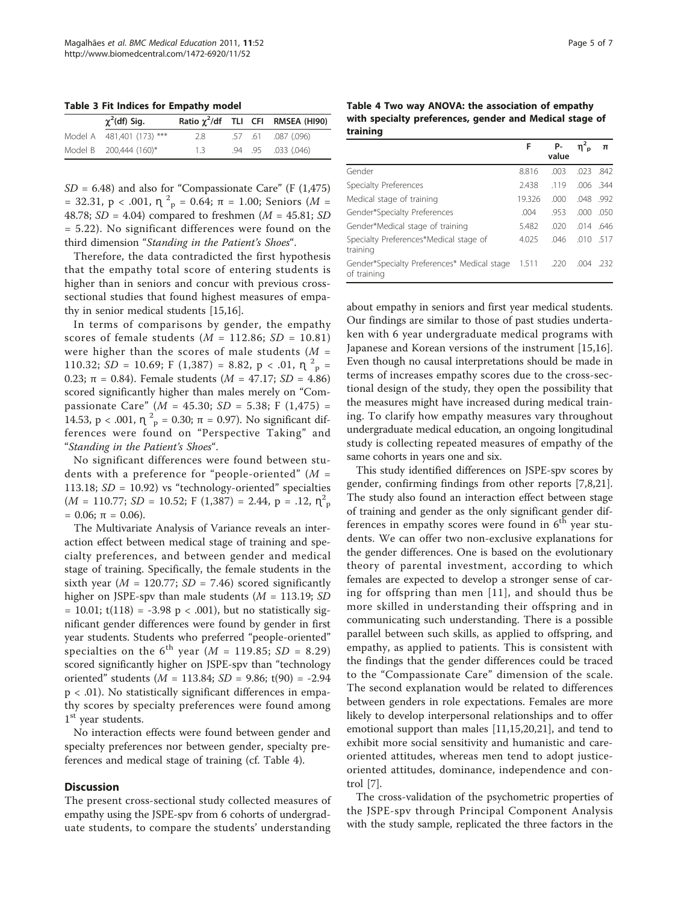**Table 3 Fit Indices for Empathy model**

| | $\chi^2$(df) Sig. | Ratio $\chi^2$/df | TLI | CFI | RMSEA (HI90) |
|---|---|---|---|---|---|
| Model A | 481,401 (173) *** | 2.8 | .57 | .61 | .087 (.096) |
| Model B | 200,444 (160)* | 1.3 | .94 | .95 | .033 (.046) |

$SD$ = 6.48) and also for "Compassionate Care" (F (1,475) = 32.31, p < .001, $\eta^2_p$ = 0.64; $\pi$ = 1.00; Seniors ($M$ = 48.78; $SD$ = 4.04) compared to freshmen ($M$ = 45.81; $SD$ = 5.22). No significant differences were found on the third dimension "*Standing in the Patient's Shoes*".

Therefore, the data contradicted the first hypothesis that the empathy total score of entering students is higher than in seniors and concur with previous cross-sectional studies that found highest measures of empathy in senior medical students [15,16].

In terms of comparisons by gender, the empathy scores of female students ($M$ = 112.86; $SD$ = 10.81) were higher than the scores of male students ($M$ = 110.32; $SD$ = 10.69; F (1,387) = 8.82, p < .01, $\eta^2_p$ = 0.23; $\pi$ = 0.84). Female students ($M$ = 47.17; $SD$ = 4.86) scored significantly higher than males merely on "Compassionate Care" ($M$ = 45.30; $SD$ = 5.38; F (1,475) = 14.53, p < .001, $\eta^2_p$ = 0.30; $\pi$ = 0.97). No significant differences were found on "Perspective Taking" and "*Standing in the Patient's Shoes*".

No significant differences were found between students with a preference for "people-oriented" ($M$ = 113.18; $SD$ = 10.92) vs "technology-oriented" specialties ($M$ = 110.77; $SD$ = 10.52; F (1,387) = 2.44, p = .12, $\eta^2_p$ = 0.06; $\pi$ = 0.06).

The Multivariate Analysis of Variance reveals an interaction effect between medical stage of training and specialty preferences, and between gender and medical stage of training. Specifically, the female students in the sixth year ($M$ = 120.77; $SD$ = 7.46) scored significantly higher on JSPE-spv than male students ($M$ = 113.19; $SD$ = 10.01; t(118) = -3.98 p < .001), but no statistically significant gender differences were found by gender in first year students. Students who preferred "people-oriented" specialties on the 6th year ($M$ = 119.85; $SD$ = 8.29) scored significantly higher on JSPE-spv than "technology oriented" students ($M$ = 113.84; $SD$ = 9.86; t(90) = -2.94 p < .01). No statistically significant differences in empathy scores by specialty preferences were found among 1st year students.

No interaction effects were found between gender and specialty preferences nor between gender, specialty preferences and medical stage of training (cf. Table 4).

**Table 4 Two way ANOVA: the association of empathy with specialty preferences, gender and Medical stage of training**

| | F | P-value | $\eta^2_p$ | $\pi$ |
|---|---|---|---|---|
| Gender | 8.816 | .003 | .023 | .842 |
| Specialty Preferences | 2.438 | .119 | .006 | .344 |
| Medical stage of training | 19.326 | .000 | .048 | .992 |
| Gender*Specialty Preferences | .004 | .953 | .000 | .050 |
| Gender*Medical stage of training | 5.482 | .020 | .014 | .646 |
| Specialty Preferences*Medical stage of training | 4.025 | .046 | .010 | .517 |
| Gender*Specialty Preferences* Medical stage of training | 1.511 | .220 | .004 | .232 |

## Discussion

The present cross-sectional study collected measures of empathy using the JSPE-spv from 6 cohorts of undergraduate students, to compare the students' understanding about empathy in seniors and first year medical students. Our findings are similar to those of past studies undertaken with 6 year undergraduate medical programs with Japanese and Korean versions of the instrument [15,16]. Even though no causal interpretations should be made in terms of increases empathy scores due to the cross-sectional design of the study, they open the possibility that the measures might have increased during medical training. To clarify how empathy measures vary throughout undergraduate medical education, an ongoing longitudinal study is collecting repeated measures of empathy of the same cohorts in years one and six.

This study identified differences on JSPE-spv scores by gender, confirming findings from other reports [7,8,21]. The study also found an interaction effect between stage of training and gender as the only significant gender differences in empathy scores were found in 6th year students. We can offer two non-exclusive explanations for the gender differences. One is based on the evolutionary theory of parental investment, according to which females are expected to develop a stronger sense of caring for offspring than men [11], and should thus be more skilled in understanding their offspring and in communicating such understanding. There is a possible parallel between such skills, as applied to offspring, and empathy, as applied to patients. This is consistent with the findings that the gender differences could be traced to the "Compassionate Care" dimension of the scale. The second explanation would be related to differences between genders in role expectations. Females are more likely to develop interpersonal relationships and to offer emotional support than males [11,15,20,21], and tend to exhibit more social sensitivity and humanistic and care-oriented attitudes, whereas men tend to adopt justice-oriented attitudes, dominance, independence and control [7].

The cross-validation of the psychometric properties of the JSPE-spv through Principal Component Analysis with the study sample, replicated the three factors in the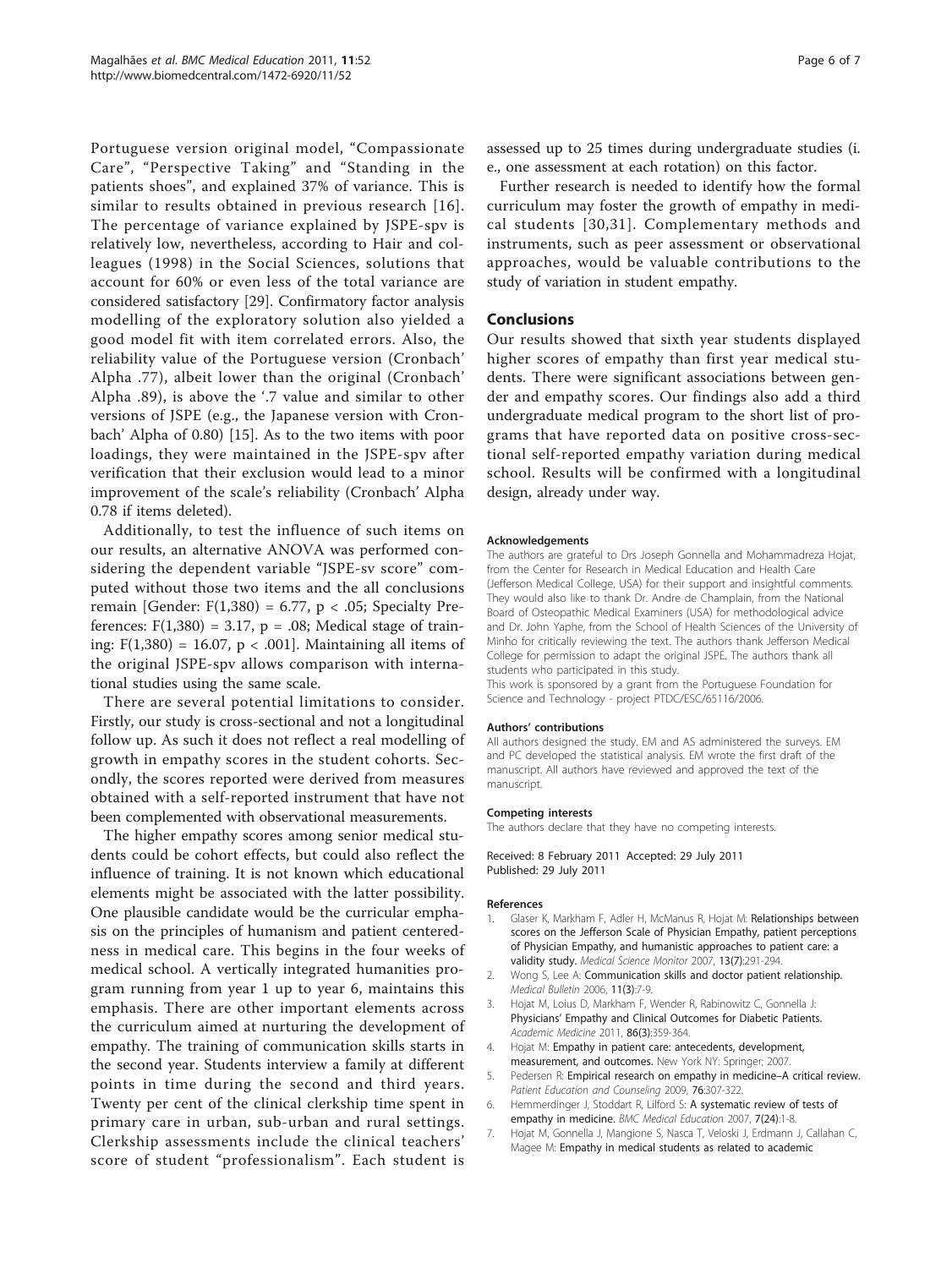Portuguese version original model, "Compassionate Care", "Perspective Taking" and "Standing in the patients shoes", and explained 37% of variance. This is similar to results obtained in previous research [16]. The percentage of variance explained by JSPE-spv is relatively low, nevertheless, according to Hair and colleagues (1998) in the Social Sciences, solutions that account for 60% or even less of the total variance are considered satisfactory [29]. Confirmatory factor analysis modelling of the exploratory solution also yielded a good model fit with item correlated errors. Also, the reliability value of the Portuguese version (Cronbach' Alpha .77), albeit lower than the original (Cronbach' Alpha .89), is above the '.7 value and similar to other versions of JSPE (e.g., the Japanese version with Cronbach' Alpha of 0.80) [15]. As to the two items with poor loadings, they were maintained in the JSPE-spv after verification that their exclusion would lead to a minor improvement of the scale's reliability (Cronbach' Alpha 0.78 if items deleted).

Additionally, to test the influence of such items on our results, an alternative ANOVA was performed considering the dependent variable "JSPE-sv score" computed without those two items and the all conclusions remain [Gender: $F(1,380) = 6.77$, $p < .05$; Specialty Preferences: $F(1,380) = 3.17$, $p = .08$; Medical stage of training: $F(1,380) = 16.07$, $p < .001$]. Maintaining all items of the original JSPE-spv allows comparison with international studies using the same scale.

There are several potential limitations to consider. Firstly, our study is cross-sectional and not a longitudinal follow up. As such it does not reflect a real modelling of growth in empathy scores in the student cohorts. Secondly, the scores reported were derived from measures obtained with a self-reported instrument that have not been complemented with observational measurements.

The higher empathy scores among senior medical students could be cohort effects, but could also reflect the influence of training. It is not known which educational elements might be associated with the latter possibility. One plausible candidate would be the curricular emphasis on the principles of humanism and patient centeredness in medical care. This begins in the four weeks of medical school. A vertically integrated humanities program running from year 1 up to year 6, maintains this emphasis. There are other important elements across the curriculum aimed at nurturing the development of empathy. The training of communication skills starts in the second year. Students interview a family at different points in time during the second and third years. Twenty per cent of the clinical clerkship time spent in primary care in urban, sub-urban and rural settings. Clerkship assessments include the clinical teachers' score of student "professionalism". Each student is assessed up to 25 times during undergraduate studies (i.e., one assessment at each rotation) on this factor.

Further research is needed to identify how the formal curriculum may foster the growth of empathy in medical students [30,31]. Complementary methods and instruments, such as peer assessment or observational approaches, would be valuable contributions to the study of variation in student empathy.

## Conclusions

Our results showed that sixth year students displayed higher scores of empathy than first year medical students. There were significant associations between gender and empathy scores. Our findings also add a third undergraduate medical program to the short list of programs that have reported data on positive cross-sectional self-reported empathy variation during medical school. Results will be confirmed with a longitudinal design, already under way.

#### Acknowledgements

The authors are grateful to Drs Joseph Gonnella and Mohammadreza Hojat, from the Center for Research in Medical Education and Health Care (Jefferson Medical College, USA) for their support and insightful comments. They would also like to thank Dr. Andre de Champlain, from the National Board of Osteopathic Medical Examiners (USA) for methodological advice and Dr. John Yaphe, from the School of Health Sciences of the University of Minho for critically reviewing the text. The authors thank Jefferson Medical College for permission to adapt the original JSPE. The authors thank all students who participated in this study.

This work is sponsored by a grant from the Portuguese Foundation for Science and Technology - project PTDC/ESC/65116/2006.

#### Authors' contributions

All authors designed the study. EM and AS administered the surveys. EM and PC developed the statistical analysis. EM wrote the first draft of the manuscript. All authors have reviewed and approved the text of the manuscript.

#### Competing interests

The authors declare that they have no competing interests.

Received: 8 February 2011 Accepted: 29 July 2011
Published: 29 July 2011

#### References

1. Glaser K, Markham F, Adler H, McManus R, Hojat M: **Relationships between scores on the Jefferson Scale of Physician Empathy, patient perceptions of Physician Empathy, and humanistic approaches to patient care: a validity study.** *Medical Science Monitor* 2007, **13(7)**:291-294.
2. Wong S, Lee A: **Communication skills and doctor patient relationship.** *Medical Bulletin* 2006, **11(3)**:7-9.
3. Hojat M, Loius D, Markham F, Wender R, Rabinowitz C, Gonnella J: **Physicians' Empathy and Clinical Outcomes for Diabetic Patients.** *Academic Medicine* 2011, **86(3)**:359-364.
4. Hojat M: **Empathy in patient care: antecedents, development, measurement, and outcomes.** New York NY: Springer; 2007.
5. Pedersen R: **Empirical research on empathy in medicine–A critical review.** *Patient Education and Counseling* 2009, **76**:307-322.
6. Hemmerdinger J, Stoddart R, Lilford S: **A systematic review of tests of empathy in medicine.** *BMC Medical Education* 2007, **7(24)**:1-8.
7. Hojat M, Gonnella J, Mangione S, Nasca T, Veloski J, Erdmann J, Callahan C, Magee M: **Empathy in medical students as related to academic**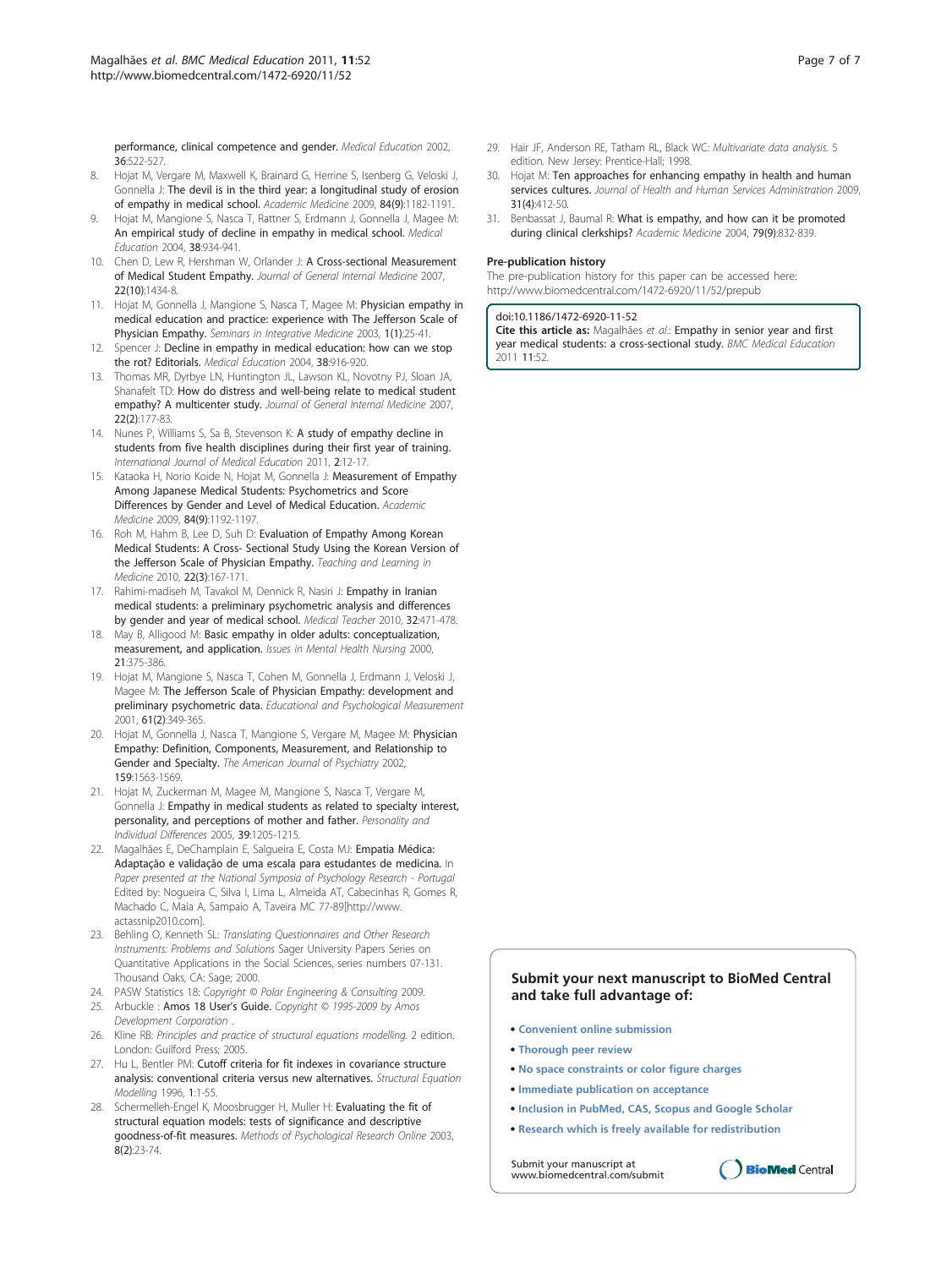performance, clinical competence and gender. *Medical Education* 2002, 36:522-527.

8. Hojat M, Vergare M, Maxwell K, Brainard G, Herrine S, Isenberg G, Veloski J, Gonnella J: The devil is in the third year: a longitudinal study of erosion of empathy in medical school. *Academic Medicine* 2009, 84(9):1182-1191.
9. Hojat M, Mangione S, Nasca T, Rattner S, Erdmann J, Gonnella J, Magee M: An empirical study of decline in empathy in medical school. *Medical Education* 2004, 38:934-941.
10. Chen D, Lew R, Hershman W, Orlander J: A Cross-sectional Measurement of Medical Student Empathy. *Journal of General Internal Medicine* 2007, 22(10):1434-8.
11. Hojat M, Gonnella J, Mangione S, Nasca T, Magee M: Physician empathy in medical education and practice: experience with The Jefferson Scale of Physician Empathy. *Seminars in Integrative Medicine* 2003, 1(1):25-41.
12. Spencer J: Decline in empathy in medical education: how can we stop the rot? Editorials. *Medical Education* 2004, 38:916-920.
13. Thomas MR, Dyrbye LN, Huntington JL, Lawson KL, Novotny PJ, Sloan JA, Shanafelt TD: How do distress and well-being relate to medical student empathy? A multicenter study. *Journal of General Internal Medicine* 2007, 22(2):177-83.
14. Nunes P, Williams S, Sa B, Stevenson K: A study of empathy decline in students from five health disciplines during their first year of training. *International Journal of Medical Education* 2011, 2:12-17.
15. Kataoka H, Norio Koide N, Hojat M, Gonnella J: Measurement of Empathy Among Japanese Medical Students: Psychometrics and Score Differences by Gender and Level of Medical Education. *Academic Medicine* 2009, 84(9):1192-1197.
16. Roh M, Hahm B, Lee D, Suh D: Evaluation of Empathy Among Korean Medical Students: A Cross- Sectional Study Using the Korean Version of the Jefferson Scale of Physician Empathy. *Teaching and Learning in Medicine* 2010, 22(3):167-171.
17. Rahimi-madiseh M, Tavakol M, Dennick R, Nasiri J: Empathy in Iranian medical students: a preliminary psychometric analysis and differences by gender and year of medical school. *Medical Teacher* 2010, 32:471-478.
18. May B, Alligood M: Basic empathy in older adults: conceptualization, measurement, and application. *Issues in Mental Health Nursing* 2000, 21:375-386.
19. Hojat M, Mangione S, Nasca T, Cohen M, Gonnella J, Erdmann J, Veloski J, Magee M: The Jefferson Scale of Physician Empathy: development and preliminary psychometric data. *Educational and Psychological Measurement* 2001, 61(2):349-365.
20. Hojat M, Gonnella J, Nasca T, Mangione S, Vergare M, Magee M: Physician Empathy: Definition, Components, Measurement, and Relationship to Gender and Specialty. *The American Journal of Psychiatry* 2002, 159:1563-1569.
21. Hojat M, Zuckerman M, Magee M, Mangione S, Nasca T, Vergare M, Gonnella J: Empathy in medical students as related to specialty interest, personality, and perceptions of mother and father. *Personality and Individual Differences* 2005, 39:1205-1215.
22. Magalhães E, DeChamplain E, Salgueira E, Costa MJ: Empatia Médica: Adaptação e validação de uma escala para estudantes de medicina. In *Paper presented at the National Symposia of Psychology Research - Portugal* Edited by: Nogueira C, Silva I, Lima L, Almeida AT, Cabecinhas R, Gomes R, Machado C, Maia A, Sampaio A, Taveira MC 77-89[http://www.actassnip2010.com].
23. Behling O, Kenneth SL: *Translating Questionnaires and Other Research Instruments: Problems and Solutions* Sager University Papers Series on Quantitative Applications in the Social Sciences, series numbers 07-131. Thousand Oaks, CA: Sage; 2000.
24. PASW Statistics 18: *Copyright © Polar Engineering & Consulting* 2009.
25. Arbuckle : Amos 18 User's Guide. *Copyright © 1995-2009 by Amos Development Corporation* .
26. Kline RB: *Principles and practice of structural equations modelling.* 2 edition. London: Guilford Press; 2005.
27. Hu L, Bentler PM: Cutoff criteria for fit indexes in covariance structure analysis: conventional criteria versus new alternatives. *Structural Equation Modelling* 1996, 1:1-55.
28. Schermelleh-Engel K, Moosbrugger H, Muller H: Evaluating the fit of structural equation models: tests of significance and descriptive goodness-of-fit measures. *Methods of Psychological Research Online* 2003, 8(2):23-74.
29. Hair JF, Anderson RE, Tatham RL, Black WC: *Multivariate data analysis.* 5 edition. New Jersey: Prentice-Hall; 1998.
30. Hojat M: Ten approaches for enhancing empathy in health and human services cultures. *Journal of Health and Human Services Administration* 2009, 31(4):412-50.
31. Benbassat J, Baumal R: What is empathy, and how can it be promoted during clinical clerkships? *Academic Medicine* 2004, 79(9):832-839.

### Pre-publication history

The pre-publication history for this paper can be accessed here: http://www.biomedcentral.com/1472-6920/11/52/prepub

doi:10.1186/1472-6920-11-52

**Cite this article as:** Magalhães *et al.*: Empathy in senior year and first year medical students: a cross-sectional study. *BMC Medical Education* 2011 11:52.

**Submit your next manuscript to BioMed Central and take full advantage of:**

- Convenient online submission
- Thorough peer review
- No space constraints or color figure charges
- Immediate publication on acceptance
- Inclusion in PubMed, CAS, Scopus and Google Scholar
- Research which is freely available for redistribution

Submit your manuscript at www.biomedcentral.com/submit

BioMed Central